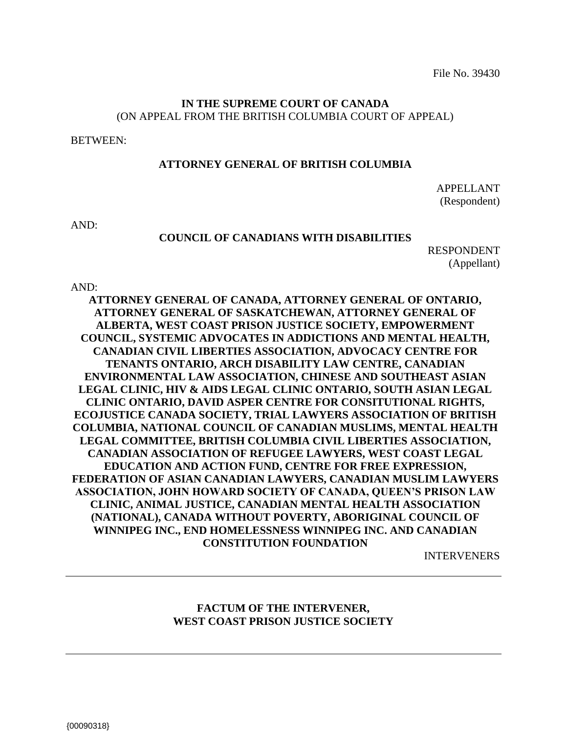File No. 39430

**IN THE SUPREME COURT OF CANADA**
(ON APPEAL FROM THE BRITISH COLUMBIA COURT OF APPEAL)

BETWEEN:

**ATTORNEY GENERAL OF BRITISH COLUMBIA**

APPELLANT
(Respondent)

AND:

**COUNCIL OF CANADIANS WITH DISABILITIES**

RESPONDENT
(Appellant)

AND:

**ATTORNEY GENERAL OF CANADA, ATTORNEY GENERAL OF ONTARIO, ATTORNEY GENERAL OF SASKATCHEWAN, ATTORNEY GENERAL OF ALBERTA, WEST COAST PRISON JUSTICE SOCIETY, EMPOWERMENT COUNCIL, SYSTEMIC ADVOCATES IN ADDICTIONS AND MENTAL HEALTH, CANADIAN CIVIL LIBERTIES ASSOCIATION, ADVOCACY CENTRE FOR TENANTS ONTARIO, ARCH DISABILITY LAW CENTRE, CANADIAN ENVIRONMENTAL LAW ASSOCIATION, CHINESE AND SOUTHEAST ASIAN LEGAL CLINIC, HIV & AIDS LEGAL CLINIC ONTARIO, SOUTH ASIAN LEGAL CLINIC ONTARIO, DAVID ASPER CENTRE FOR CONSITUTIONAL RIGHTS, ECOJUSTICE CANADA SOCIETY, TRIAL LAWYERS ASSOCIATION OF BRITISH COLUMBIA, NATIONAL COUNCIL OF CANADIAN MUSLIMS, MENTAL HEALTH LEGAL COMMITTEE, BRITISH COLUMBIA CIVIL LIBERTIES ASSOCIATION, CANADIAN ASSOCIATION OF REFUGEE LAWYERS, WEST COAST LEGAL EDUCATION AND ACTION FUND, CENTRE FOR FREE EXPRESSION, FEDERATION OF ASIAN CANADIAN LAWYERS, CANADIAN MUSLIM LAWYERS ASSOCIATION, JOHN HOWARD SOCIETY OF CANADA, QUEEN'S PRISON LAW CLINIC, ANIMAL JUSTICE, CANADIAN MENTAL HEALTH ASSOCIATION (NATIONAL), CANADA WITHOUT POVERTY, ABORIGINAL COUNCIL OF WINNIPEG INC., END HOMELESSNESS WINNIPEG INC. AND CANADIAN CONSTITUTION FOUNDATION**

INTERVENERS

---

**FACTUM OF THE INTERVENER,**
**WEST COAST PRISON JUSTICE SOCIETY**

---

{00090318}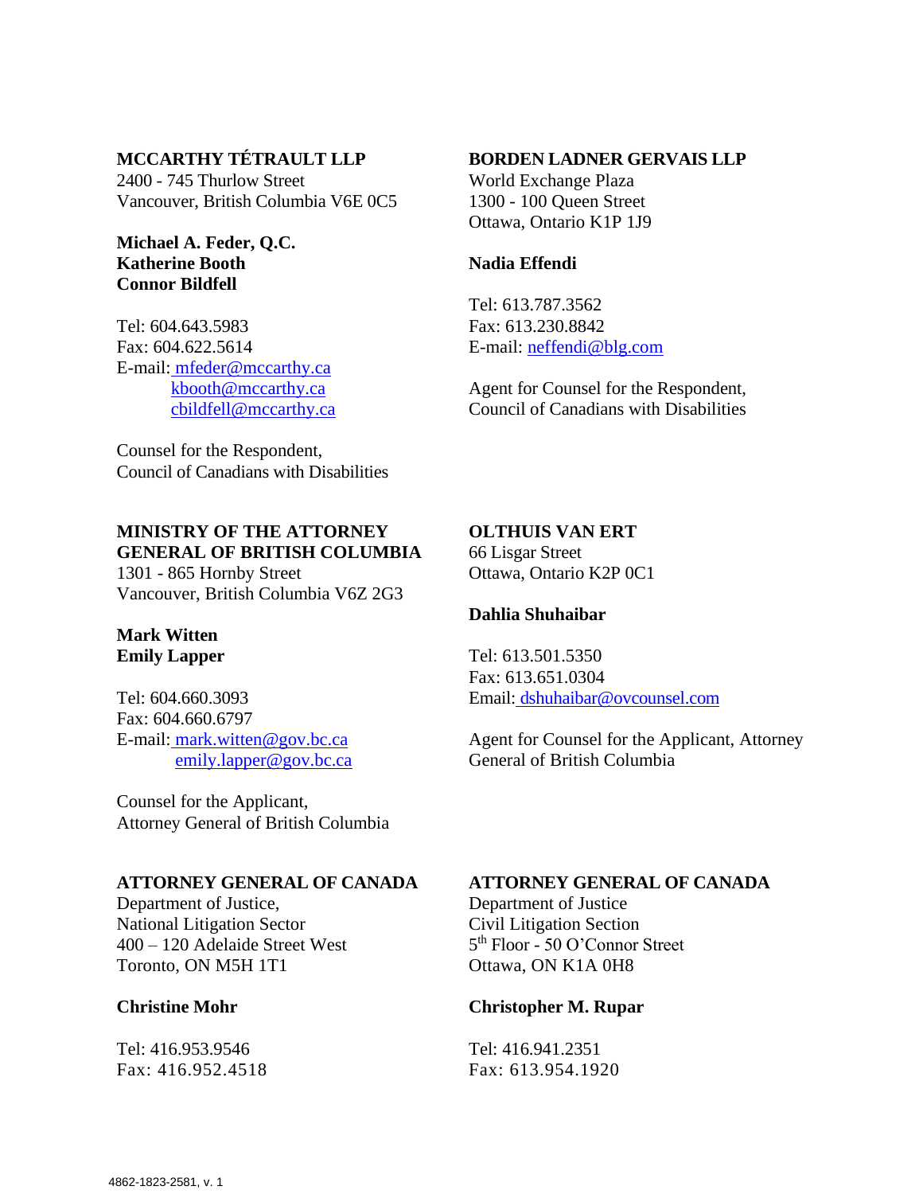**MCCARTHY TÉTRAULT LLP**
2400 - 745 Thurlow Street
Vancouver, British Columbia V6E 0C5

**Michael A. Feder, Q.C.**
**Katherine Booth**
**Connor Bildfell**

Tel: 604.643.5983
Fax: 604.622.5614
E-mail: mfeder@mccarthy.ca
kbooth@mccarthy.ca
cbildfell@mccarthy.ca

Counsel for the Respondent,
Council of Canadians with Disabilities

**BORDEN LADNER GERVAIS LLP**
World Exchange Plaza
1300 - 100 Queen Street
Ottawa, Ontario K1P 1J9

**Nadia Effendi**

Tel: 613.787.3562
Fax: 613.230.8842
E-mail: neffendi@blg.com

Agent for Counsel for the Respondent,
Council of Canadians with Disabilities

**MINISTRY OF THE ATTORNEY GENERAL OF BRITISH COLUMBIA**
1301 - 865 Hornby Street
Vancouver, British Columbia V6Z 2G3

**Mark Witten**
**Emily Lapper**

Tel: 604.660.3093
Fax: 604.660.6797
E-mail: mark.witten@gov.bc.ca
emily.lapper@gov.bc.ca

Counsel for the Applicant,
Attorney General of British Columbia

**OLTHUIS VAN ERT**
66 Lisgar Street
Ottawa, Ontario K2P 0C1

**Dahlia Shuhaibar**

Tel: 613.501.5350
Fax: 613.651.0304
Email: dshuhaibar@ovcounsel.com

Agent for Counsel for the Applicant, Attorney General of British Columbia

**ATTORNEY GENERAL OF CANADA**
Department of Justice,
National Litigation Sector
400 – 120 Adelaide Street West
Toronto, ON M5H 1T1

**Christine Mohr**

Tel: 416.953.9546
Fax: 416.952.4518

**ATTORNEY GENERAL OF CANADA**
Department of Justice
Civil Litigation Section
5th Floor - 50 O'Connor Street
Ottawa, ON K1A 0H8

**Christopher M. Rupar**

Tel: 416.941.2351
Fax: 613.954.1920

4862-1823-2581, v. 1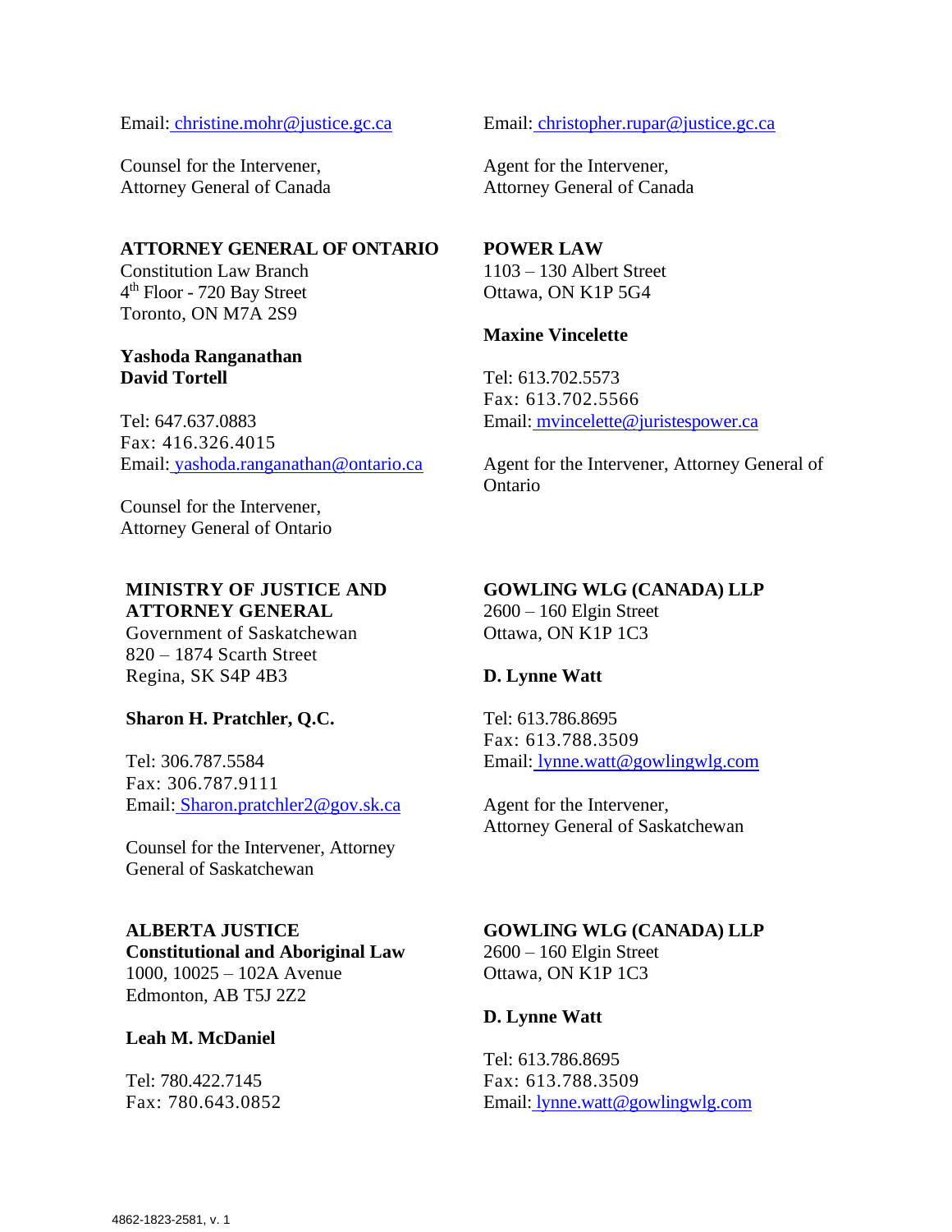Email: christine.mohr@justice.gc.ca

Counsel for the Intervener,
Attorney General of Canada

Email: christopher.rupar@justice.gc.ca

Agent for the Intervener,
Attorney General of Canada

**ATTORNEY GENERAL OF ONTARIO**
Constitution Law Branch
4th Floor - 720 Bay Street
Toronto, ON M7A 2S9

**Yashoda Ranganathan**
**David Tortell**

Tel: 647.637.0883
Fax: 416.326.4015
Email: yashoda.ranganathan@ontario.ca

Counsel for the Intervener,
Attorney General of Ontario

**POWER LAW**
1103 – 130 Albert Street
Ottawa, ON K1P 5G4

**Maxine Vincelette**

Tel: 613.702.5573
Fax: 613.702.5566
Email: mvincelette@juristespower.ca

Agent for the Intervener, Attorney General of Ontario

**MINISTRY OF JUSTICE AND ATTORNEY GENERAL**
Government of Saskatchewan
820 – 1874 Scarth Street
Regina, SK S4P 4B3

**Sharon H. Pratchler, Q.C.**

Tel: 306.787.5584
Fax: 306.787.9111
Email: Sharon.pratchler2@gov.sk.ca

Counsel for the Intervener, Attorney General of Saskatchewan

**GOWLING WLG (CANADA) LLP**
2600 – 160 Elgin Street
Ottawa, ON K1P 1C3

**D. Lynne Watt**

Tel: 613.786.8695
Fax: 613.788.3509
Email: lynne.watt@gowlingwlg.com

Agent for the Intervener,
Attorney General of Saskatchewan

**ALBERTA JUSTICE**
**Constitutional and Aboriginal Law**
1000, 10025 – 102A Avenue
Edmonton, AB T5J 2Z2

**Leah M. McDaniel**

Tel: 780.422.7145
Fax: 780.643.0852

**GOWLING WLG (CANADA) LLP**
2600 – 160 Elgin Street
Ottawa, ON K1P 1C3

**D. Lynne Watt**

Tel: 613.786.8695
Fax: 613.788.3509
Email: lynne.watt@gowlingwlg.com

4862-1823-2581, v. 1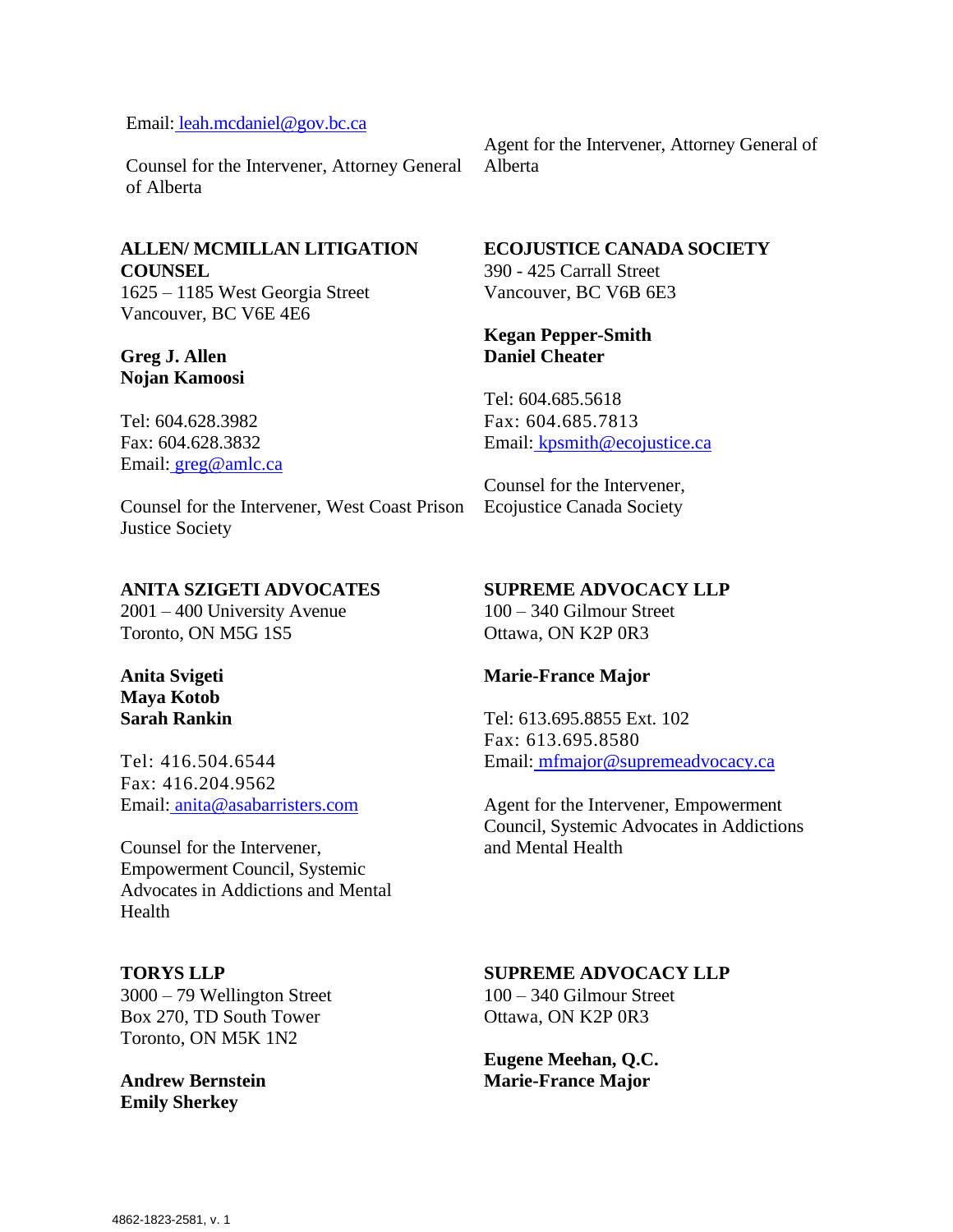Email: leah.mcdaniel@gov.bc.ca

Counsel for the Intervener, Attorney General of Alberta

Agent for the Intervener, Attorney General of Alberta

**ALLEN/ MCMILLAN LITIGATION COUNSEL**
1625 – 1185 West Georgia Street
Vancouver, BC V6E 4E6

**Greg J. Allen**
**Nojan Kamoosi**

Tel: 604.628.3982
Fax: 604.628.3832
Email: greg@amlc.ca

Counsel for the Intervener, West Coast Prison Justice Society

**ECOJUSTICE CANADA SOCIETY**
390 - 425 Carrall Street
Vancouver, BC V6B 6E3

**Kegan Pepper-Smith**
**Daniel Cheater**

Tel: 604.685.5618
Fax: 604.685.7813
Email: kpsmith@ecojustice.ca

Counsel for the Intervener, Ecojustice Canada Society

**ANITA SZIGETI ADVOCATES**
2001 – 400 University Avenue
Toronto, ON M5G 1S5

**Anita Svigeti**
**Maya Kotob**
**Sarah Rankin**

Tel: 416.504.6544
Fax: 416.204.9562
Email: anita@asabarristers.com

Counsel for the Intervener, Empowerment Council, Systemic Advocates in Addictions and Mental Health

**SUPREME ADVOCACY LLP**
100 – 340 Gilmour Street
Ottawa, ON K2P 0R3

**Marie-France Major**

Tel: 613.695.8855 Ext. 102
Fax: 613.695.8580
Email: mfmajor@supremeadvocacy.ca

Agent for the Intervener, Empowerment Council, Systemic Advocates in Addictions and Mental Health

**TORYS LLP**
3000 – 79 Wellington Street
Box 270, TD South Tower
Toronto, ON M5K 1N2

**Andrew Bernstein**
**Emily Sherkey**

**SUPREME ADVOCACY LLP**
100 – 340 Gilmour Street
Ottawa, ON K2P 0R3

**Eugene Meehan, Q.C.**
**Marie-France Major**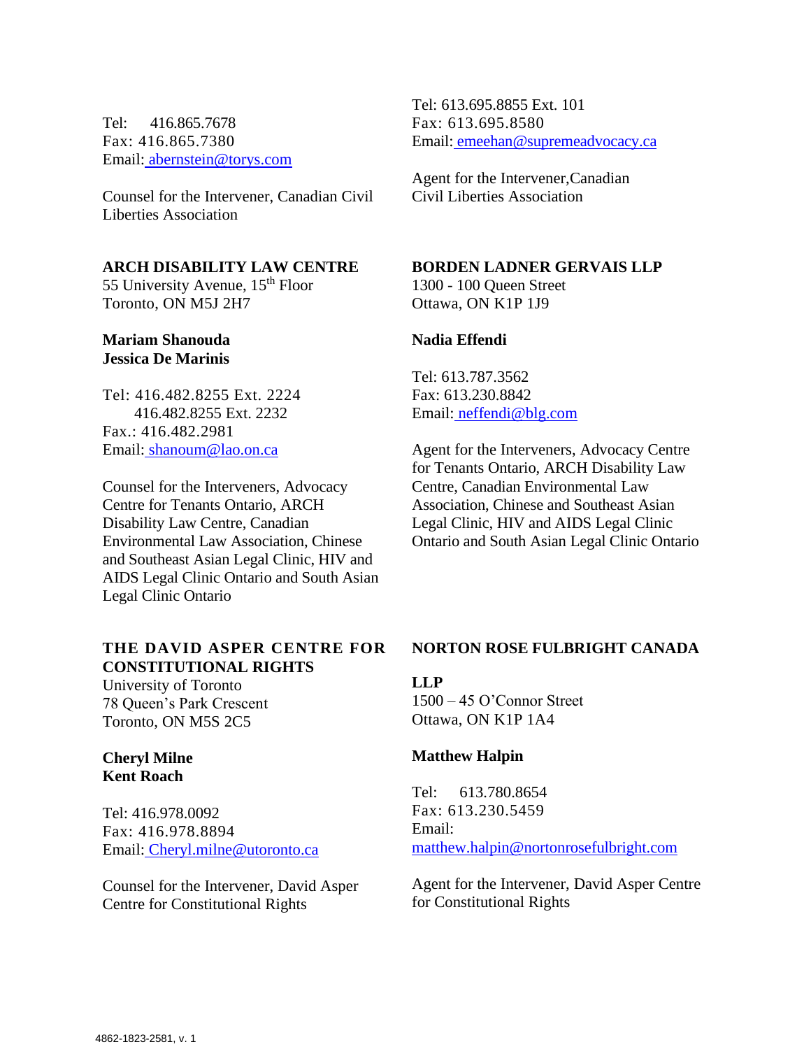Tel: 416.865.7678
Fax: 416.865.7380
Email: abernstein@torys.com

Counsel for the Intervener, Canadian Civil Liberties Association

Tel: 613.695.8855 Ext. 101
Fax: 613.695.8580
Email: emeehan@supremeadvocacy.ca

Agent for the Intervener,Canadian Civil Liberties Association

**ARCH DISABILITY LAW CENTRE**
55 University Avenue, 15th Floor
Toronto, ON M5J 2H7

**Mariam Shanouda**
**Jessica De Marinis**

Tel: 416.482.8255 Ext. 2224
416.482.8255 Ext. 2232
Fax.: 416.482.2981
Email: shanoum@lao.on.ca

Counsel for the Interveners, Advocacy Centre for Tenants Ontario, ARCH Disability Law Centre, Canadian Environmental Law Association, Chinese and Southeast Asian Legal Clinic, HIV and AIDS Legal Clinic Ontario and South Asian Legal Clinic Ontario

**BORDEN LADNER GERVAIS LLP**
1300 - 100 Queen Street
Ottawa, ON K1P 1J9

**Nadia Effendi**

Tel: 613.787.3562
Fax: 613.230.8842
Email: neffendi@blg.com

Agent for the Interveners, Advocacy Centre for Tenants Ontario, ARCH Disability Law Centre, Canadian Environmental Law Association, Chinese and Southeast Asian Legal Clinic, HIV and AIDS Legal Clinic Ontario and South Asian Legal Clinic Ontario

**THE DAVID ASPER CENTRE FOR CONSTITUTIONAL RIGHTS**
University of Toronto
78 Queen's Park Crescent
Toronto, ON M5S 2C5

**Cheryl Milne**
**Kent Roach**

Tel: 416.978.0092
Fax: 416.978.8894
Email: Cheryl.milne@utoronto.ca

Counsel for the Intervener, David Asper Centre for Constitutional Rights

**NORTON ROSE FULBRIGHT CANADA LLP**
1500 – 45 O'Connor Street
Ottawa, ON K1P 1A4

**Matthew Halpin**

Tel: 613.780.8654
Fax: 613.230.5459
Email: matthew.halpin@nortonrosefulbright.com

Agent for the Intervener, David Asper Centre for Constitutional Rights

4862-1823-2581, v. 1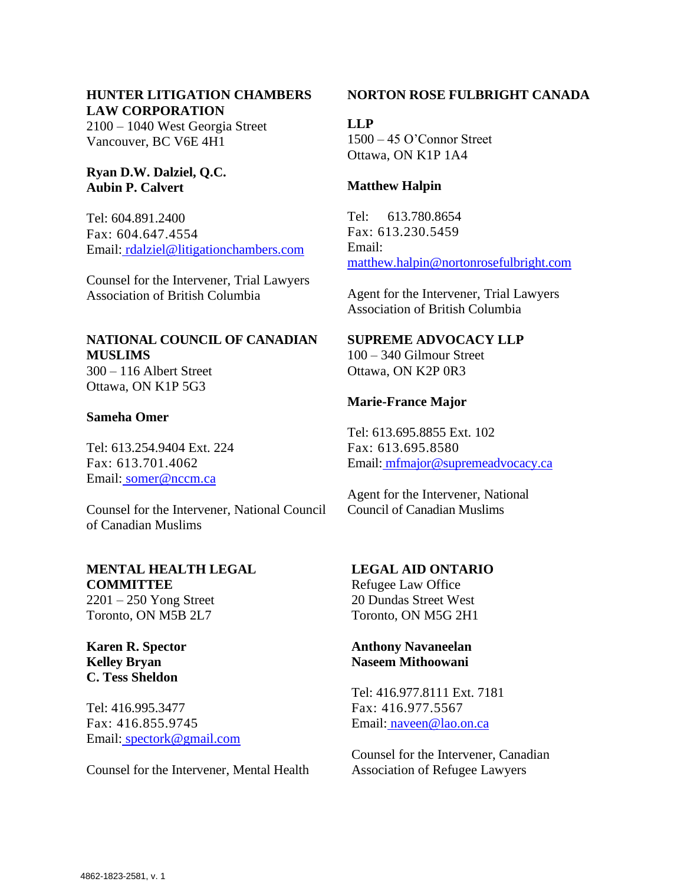**HUNTER LITIGATION CHAMBERS LAW CORPORATION**
2100 – 1040 West Georgia Street
Vancouver, BC V6E 4H1

**Ryan D.W. Dalziel, Q.C.**
**Aubin P. Calvert**

Tel: 604.891.2400
Fax: 604.647.4554
Email: rdalziel@litigationchambers.com

Counsel for the Intervener, Trial Lawyers Association of British Columbia

**NORTON ROSE FULBRIGHT CANADA LLP**
1500 – 45 O'Connor Street
Ottawa, ON K1P 1A4

**Matthew Halpin**

Tel: 613.780.8654
Fax: 613.230.5459
Email: matthew.halpin@nortonrosefulbright.com

Agent for the Intervener, Trial Lawyers Association of British Columbia

**NATIONAL COUNCIL OF CANADIAN MUSLIMS**
300 – 116 Albert Street
Ottawa, ON K1P 5G3

**Sameha Omer**

Tel: 613.254.9404 Ext. 224
Fax: 613.701.4062
Email: somer@nccm.ca

Counsel for the Intervener, National Council of Canadian Muslims

**SUPREME ADVOCACY LLP**
100 – 340 Gilmour Street
Ottawa, ON K2P 0R3

**Marie-France Major**

Tel: 613.695.8855 Ext. 102
Fax: 613.695.8580
Email: mfmajor@supremeadvocacy.ca

Agent for the Intervener, National Council of Canadian Muslims

**MENTAL HEALTH LEGAL COMMITTEE**
2201 – 250 Yong Street
Toronto, ON M5B 2L7

**Karen R. Spector**
**Kelley Bryan**
**C. Tess Sheldon**

Tel: 416.995.3477
Fax: 416.855.9745
Email: spectork@gmail.com

Counsel for the Intervener, Mental Health

**LEGAL AID ONTARIO**
Refugee Law Office
20 Dundas Street West
Toronto, ON M5G 2H1

**Anthony Navaneelan**
**Naseem Mithoowani**

Tel: 416.977.8111 Ext. 7181
Fax: 416.977.5567
Email: naveen@lao.on.ca

Counsel for the Intervener, Canadian Association of Refugee Lawyers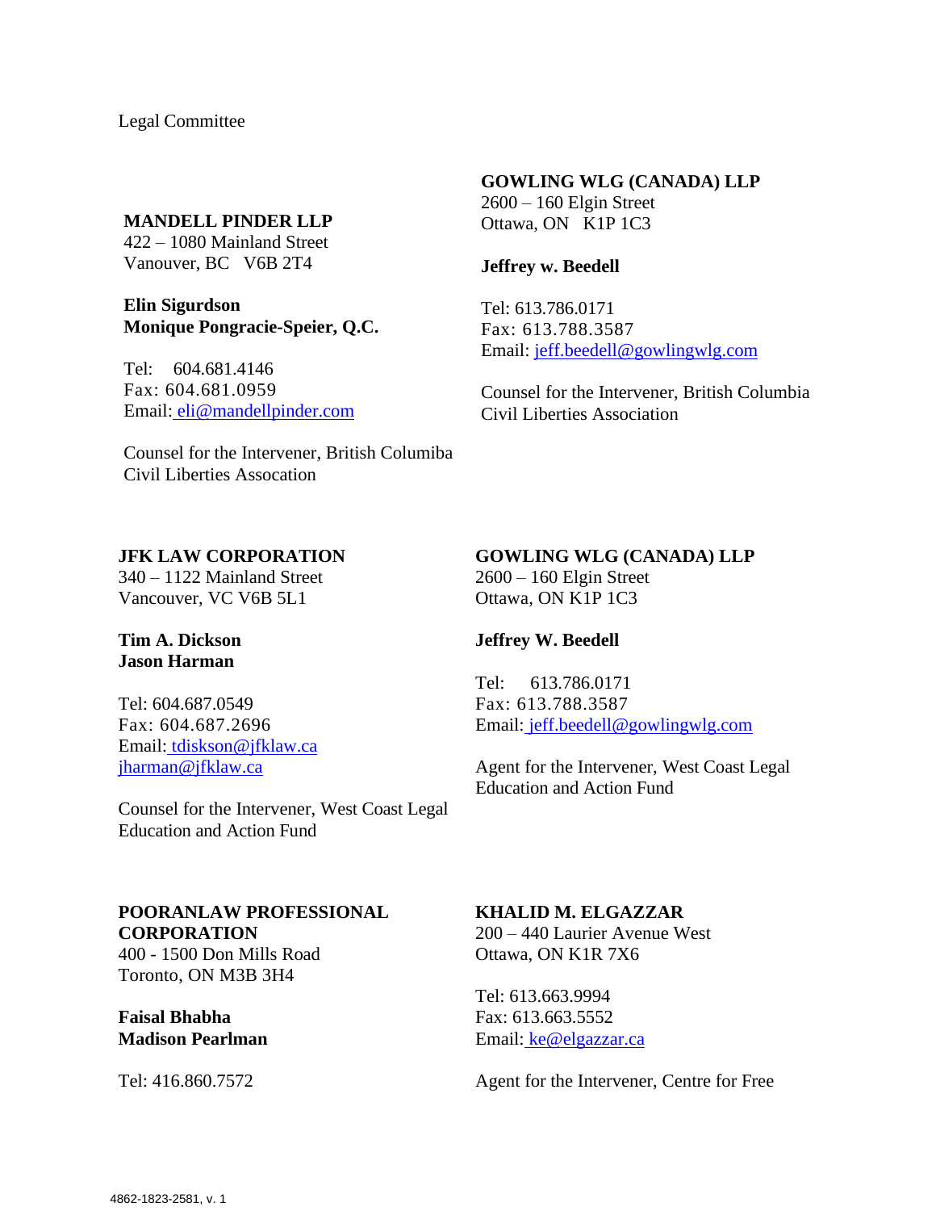Legal Committee

**MANDELL PINDER LLP**
422 – 1080 Mainland Street
Vanouver, BC V6B 2T4

**Elin Sigurdson**
**Monique Pongracie-Speier, Q.C.**

Tel: 604.681.4146
Fax: 604.681.0959
Email: eli@mandellpinder.com

Counsel for the Intervener, British Columiba Civil Liberties Assocation

**GOWLING WLG (CANADA) LLP**
2600 – 160 Elgin Street
Ottawa, ON K1P 1C3

**Jeffrey w. Beedell**

Tel: 613.786.0171
Fax: 613.788.3587
Email: jeff.beedell@gowlingwlg.com

Counsel for the Intervener, British Columbia Civil Liberties Association

**JFK LAW CORPORATION**
340 – 1122 Mainland Street
Vancouver, VC V6B 5L1

**Tim A. Dickson**
**Jason Harman**

Tel: 604.687.0549
Fax: 604.687.2696
Email: tdiskson@jfklaw.ca
jharman@jfklaw.ca

Counsel for the Intervener, West Coast Legal Education and Action Fund

**GOWLING WLG (CANADA) LLP**
2600 – 160 Elgin Street
Ottawa, ON K1P 1C3

**Jeffrey W. Beedell**

Tel: 613.786.0171
Fax: 613.788.3587
Email: jeff.beedell@gowlingwlg.com

Agent for the Intervener, West Coast Legal Education and Action Fund

**POORANLAW PROFESSIONAL CORPORATION**
400 - 1500 Don Mills Road
Toronto, ON M3B 3H4

**Faisal Bhabha**
**Madison Pearlman**

Tel: 416.860.7572

**KHALID M. ELGAZZAR**
200 – 440 Laurier Avenue West
Ottawa, ON K1R 7X6

Tel: 613.663.9994
Fax: 613.663.5552
Email: ke@elgazzar.ca

Agent for the Intervener, Centre for Free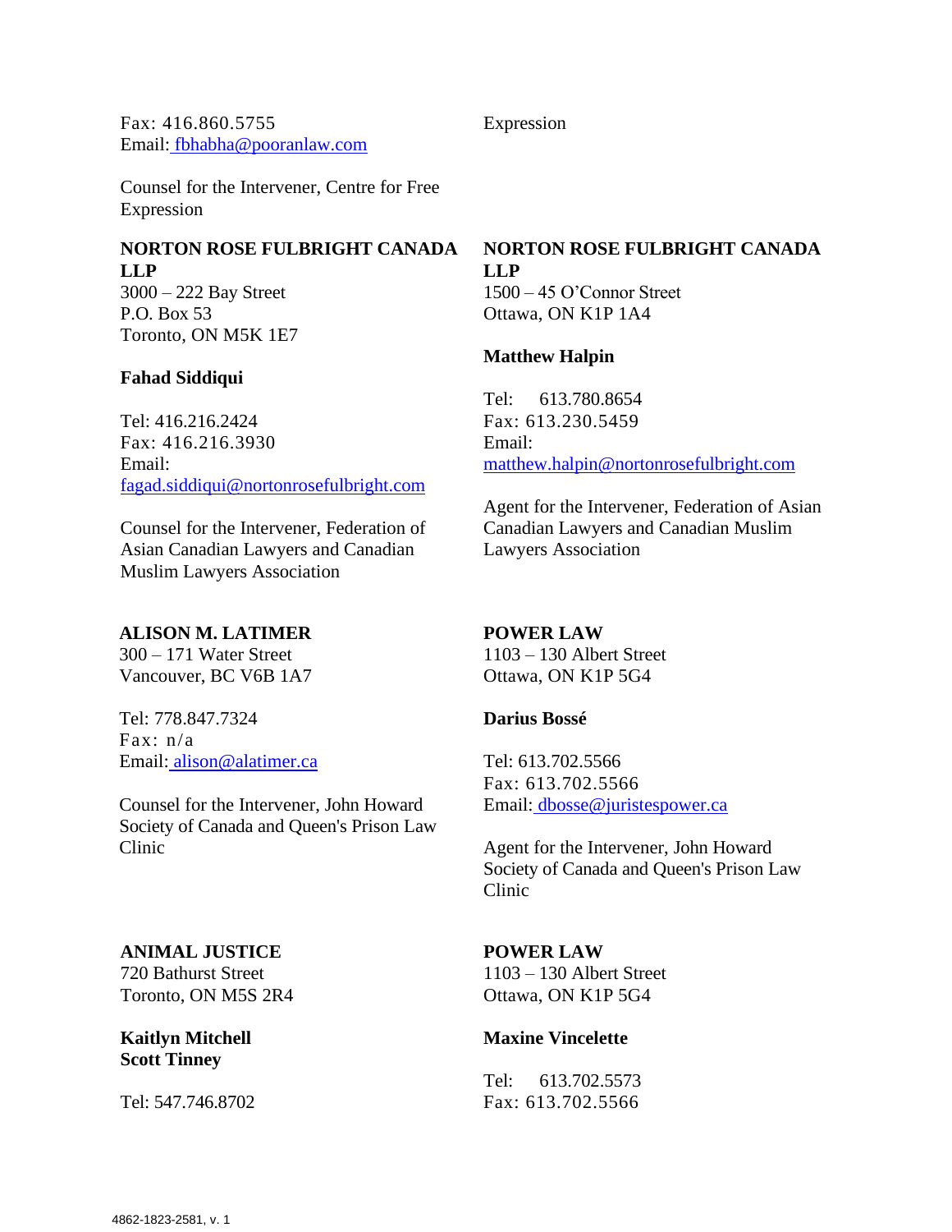Fax: 416.860.5755
Email: fbhabha@pooranlaw.com

Counsel for the Intervener, Centre for Free Expression

Expression

**NORTON ROSE FULBRIGHT CANADA LLP**
3000 – 222 Bay Street
P.O. Box 53
Toronto, ON M5K 1E7

**Fahad Siddiqui**

Tel: 416.216.2424
Fax: 416.216.3930
Email:
fagad.siddiqui@nortonrosefulbright.com

Counsel for the Intervener, Federation of Asian Canadian Lawyers and Canadian Muslim Lawyers Association

**NORTON ROSE FULBRIGHT CANADA LLP**
1500 – 45 O'Connor Street
Ottawa, ON K1P 1A4

**Matthew Halpin**

Tel: 613.780.8654
Fax: 613.230.5459
Email:
matthew.halpin@nortonrosefulbright.com

Agent for the Intervener, Federation of Asian Canadian Lawyers and Canadian Muslim Lawyers Association

**ALISON M. LATIMER**
300 – 171 Water Street
Vancouver, BC V6B 1A7

Tel: 778.847.7324
Fax: n/a
Email: alison@alatimer.ca

Counsel for the Intervener, John Howard Society of Canada and Queen's Prison Law Clinic

**POWER LAW**
1103 – 130 Albert Street
Ottawa, ON K1P 5G4

**Darius Bossé**

Tel: 613.702.5566
Fax: 613.702.5566
Email: dbosse@juristespower.ca

Agent for the Intervener, John Howard Society of Canada and Queen's Prison Law Clinic

**ANIMAL JUSTICE**
720 Bathurst Street
Toronto, ON M5S 2R4

**Kaitlyn Mitchell**
**Scott Tinney**

Tel: 547.746.8702

**POWER LAW**
1103 – 130 Albert Street
Ottawa, ON K1P 5G4

**Maxine Vincelette**

Tel: 613.702.5573
Fax: 613.702.5566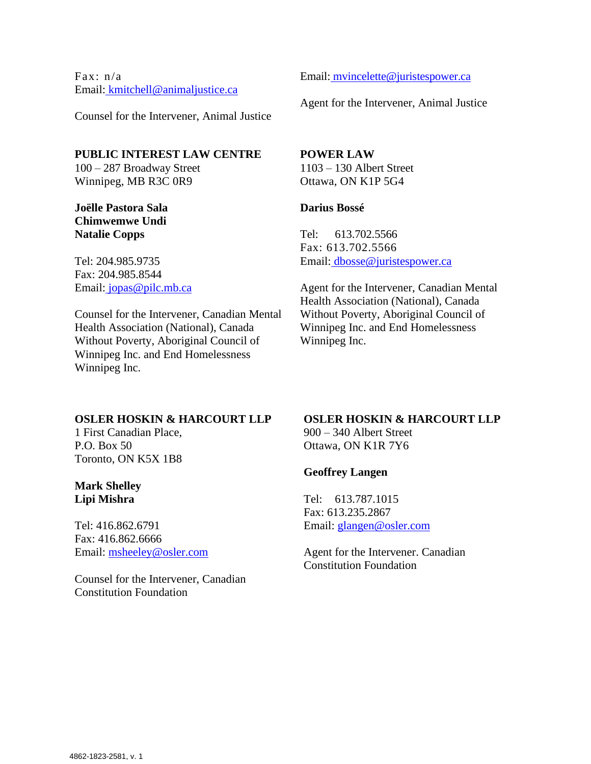Fax: n/a
Email: kmitchell@animaljustice.ca

Counsel for the Intervener, Animal Justice

Email: mvincelette@juristespower.ca

Agent for the Intervener, Animal Justice

**PUBLIC INTEREST LAW CENTRE**
100 – 287 Broadway Street
Winnipeg, MB R3C 0R9

**Joëlle Pastora Sala**
**Chimwemwe Undi**
**Natalie Copps**

Tel: 204.985.9735
Fax: 204.985.8544
Email: jopas@pilc.mb.ca

Counsel for the Intervener, Canadian Mental Health Association (National), Canada Without Poverty, Aboriginal Council of Winnipeg Inc. and End Homelessness Winnipeg Inc.

**POWER LAW**
1103 – 130 Albert Street
Ottawa, ON K1P 5G4

**Darius Bossé**

Tel: 613.702.5566
Fax: 613.702.5566
Email: dbosse@juristespower.ca

Agent for the Intervener, Canadian Mental Health Association (National), Canada Without Poverty, Aboriginal Council of Winnipeg Inc. and End Homelessness Winnipeg Inc.

**OSLER HOSKIN & HARCOURT LLP**
1 First Canadian Place,
P.O. Box 50
Toronto, ON K5X 1B8

**Mark Shelley**
**Lipi Mishra**

Tel: 416.862.6791
Fax: 416.862.6666
Email: msheeley@osler.com

Counsel for the Intervener, Canadian Constitution Foundation

**OSLER HOSKIN & HARCOURT LLP**
900 – 340 Albert Street
Ottawa, ON K1R 7Y6

**Geoffrey Langen**

Tel: 613.787.1015
Fax: 613.235.2867
Email: glangen@osler.com

Agent for the Intervener. Canadian Constitution Foundation

4862-1823-2581, v. 1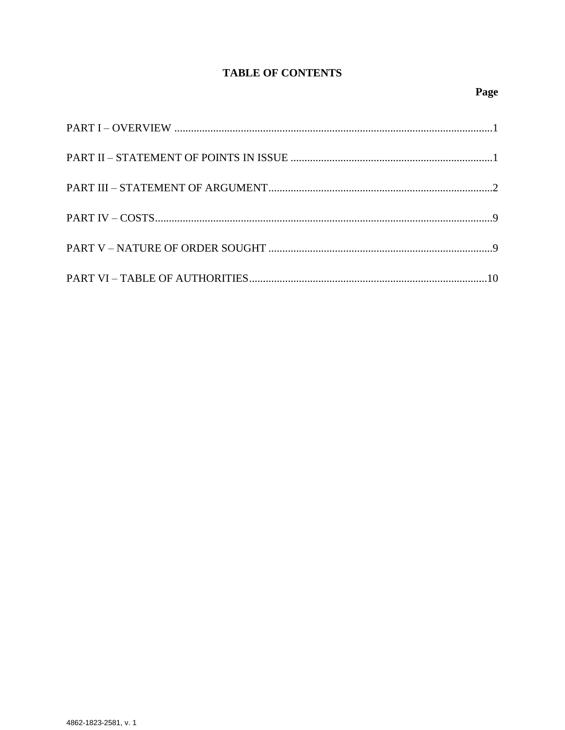# TABLE OF CONTENTS

| | Page |
|---|---|
| PART I – OVERVIEW | 1 |
| PART II – STATEMENT OF POINTS IN ISSUE | 1 |
| PART III – STATEMENT OF ARGUMENT | 2 |
| PART IV – COSTS | 9 |
| PART V – NATURE OF ORDER SOUGHT | 9 |
| PART VI – TABLE OF AUTHORITIES | 10 |

4862-1823-2581, v. 1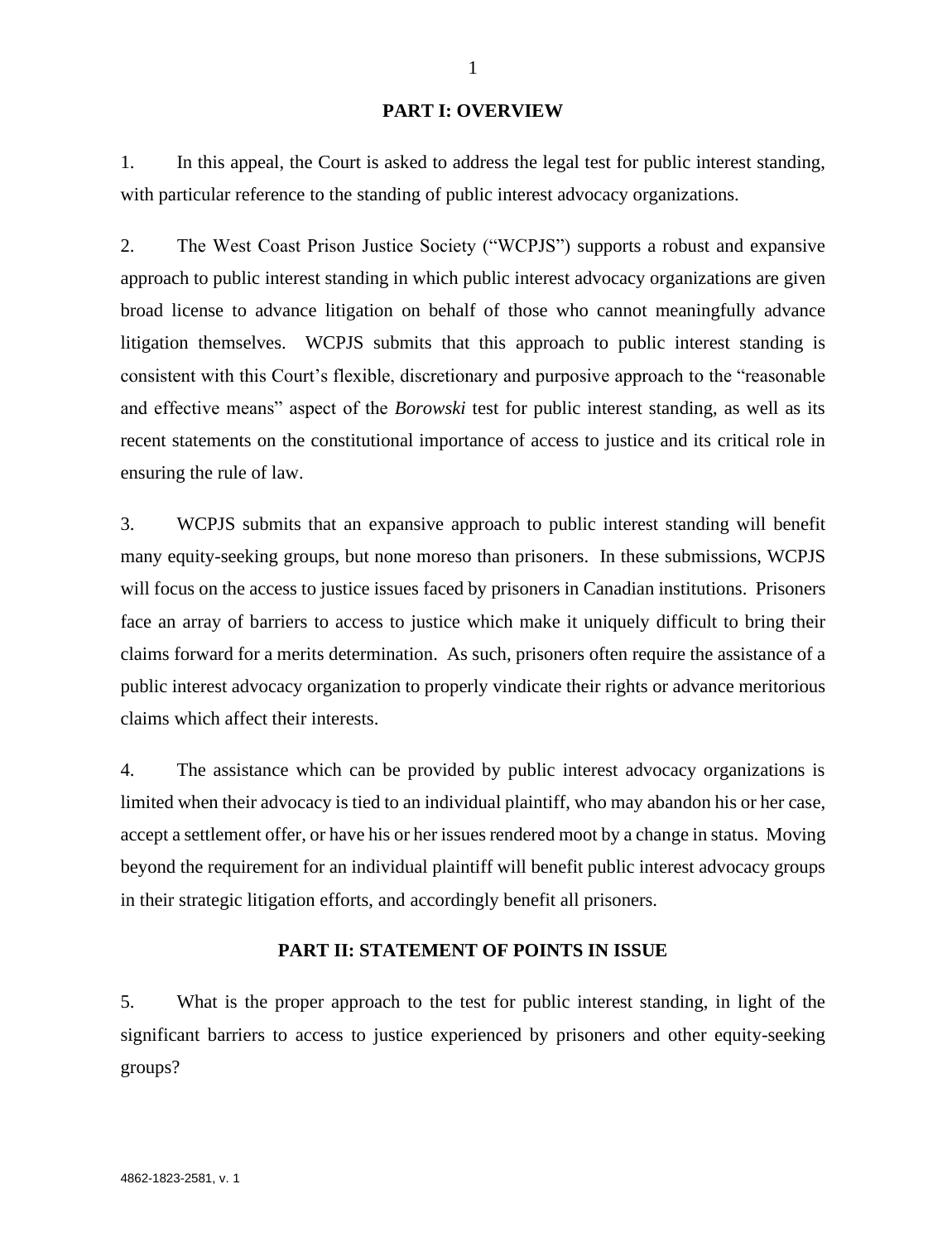## PART I: OVERVIEW

1. In this appeal, the Court is asked to address the legal test for public interest standing, with particular reference to the standing of public interest advocacy organizations.

2. The West Coast Prison Justice Society ("WCPJS") supports a robust and expansive approach to public interest standing in which public interest advocacy organizations are given broad license to advance litigation on behalf of those who cannot meaningfully advance litigation themselves. WCPJS submits that this approach to public interest standing is consistent with this Court's flexible, discretionary and purposive approach to the "reasonable and effective means" aspect of the *Borowski* test for public interest standing, as well as its recent statements on the constitutional importance of access to justice and its critical role in ensuring the rule of law.

3. WCPJS submits that an expansive approach to public interest standing will benefit many equity-seeking groups, but none moreso than prisoners. In these submissions, WCPJS will focus on the access to justice issues faced by prisoners in Canadian institutions. Prisoners face an array of barriers to access to justice which make it uniquely difficult to bring their claims forward for a merits determination. As such, prisoners often require the assistance of a public interest advocacy organization to properly vindicate their rights or advance meritorious claims which affect their interests.

4. The assistance which can be provided by public interest advocacy organizations is limited when their advocacy is tied to an individual plaintiff, who may abandon his or her case, accept a settlement offer, or have his or her issues rendered moot by a change in status. Moving beyond the requirement for an individual plaintiff will benefit public interest advocacy groups in their strategic litigation efforts, and accordingly benefit all prisoners.

## PART II: STATEMENT OF POINTS IN ISSUE

5. What is the proper approach to the test for public interest standing, in light of the significant barriers to access to justice experienced by prisoners and other equity-seeking groups?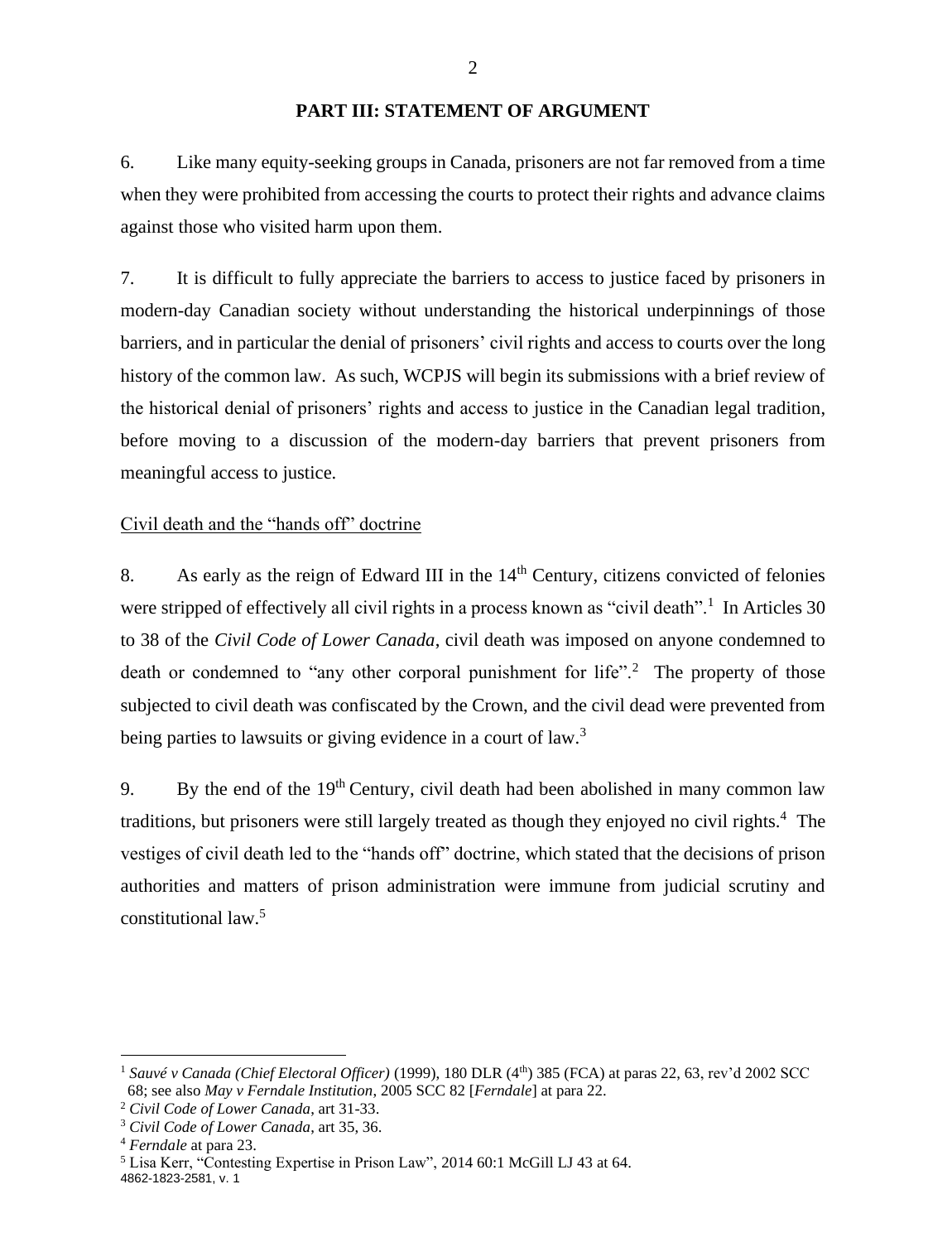## PART III: STATEMENT OF ARGUMENT

6. Like many equity-seeking groups in Canada, prisoners are not far removed from a time when they were prohibited from accessing the courts to protect their rights and advance claims against those who visited harm upon them.

7. It is difficult to fully appreciate the barriers to access to justice faced by prisoners in modern-day Canadian society without understanding the historical underpinnings of those barriers, and in particular the denial of prisoners' civil rights and access to courts over the long history of the common law. As such, WCPJS will begin its submissions with a brief review of the historical denial of prisoners' rights and access to justice in the Canadian legal tradition, before moving to a discussion of the modern-day barriers that prevent prisoners from meaningful access to justice.

Civil death and the "hands off" doctrine

8. As early as the reign of Edward III in the 14th Century, citizens convicted of felonies were stripped of effectively all civil rights in a process known as "civil death".[1] In Articles 30 to 38 of the *Civil Code of Lower Canada*, civil death was imposed on anyone condemned to death or condemned to "any other corporal punishment for life".[2] The property of those subjected to civil death was confiscated by the Crown, and the civil dead were prevented from being parties to lawsuits or giving evidence in a court of law.[3]

9. By the end of the 19th Century, civil death had been abolished in many common law traditions, but prisoners were still largely treated as though they enjoyed no civil rights.[4] The vestiges of civil death led to the "hands off" doctrine, which stated that the decisions of prison authorities and matters of prison administration were immune from judicial scrutiny and constitutional law.[5]

---

[1] *Sauvé v Canada (Chief Electoral Officer)* (1999), 180 DLR (4th) 385 (FCA) at paras 22, 63, rev'd 2002 SCC 68; see also *May v Ferndale Institution*, 2005 SCC 82 [*Ferndale*] at para 22.

[2] *Civil Code of Lower Canada*, art 31-33.

[3] *Civil Code of Lower Canada*, art 35, 36.

[4] *Ferndale* at para 23.

[5] Lisa Kerr, "Contesting Expertise in Prison Law", 2014 60:1 McGill LJ 43 at 64.

4862-1823-2581, v. 1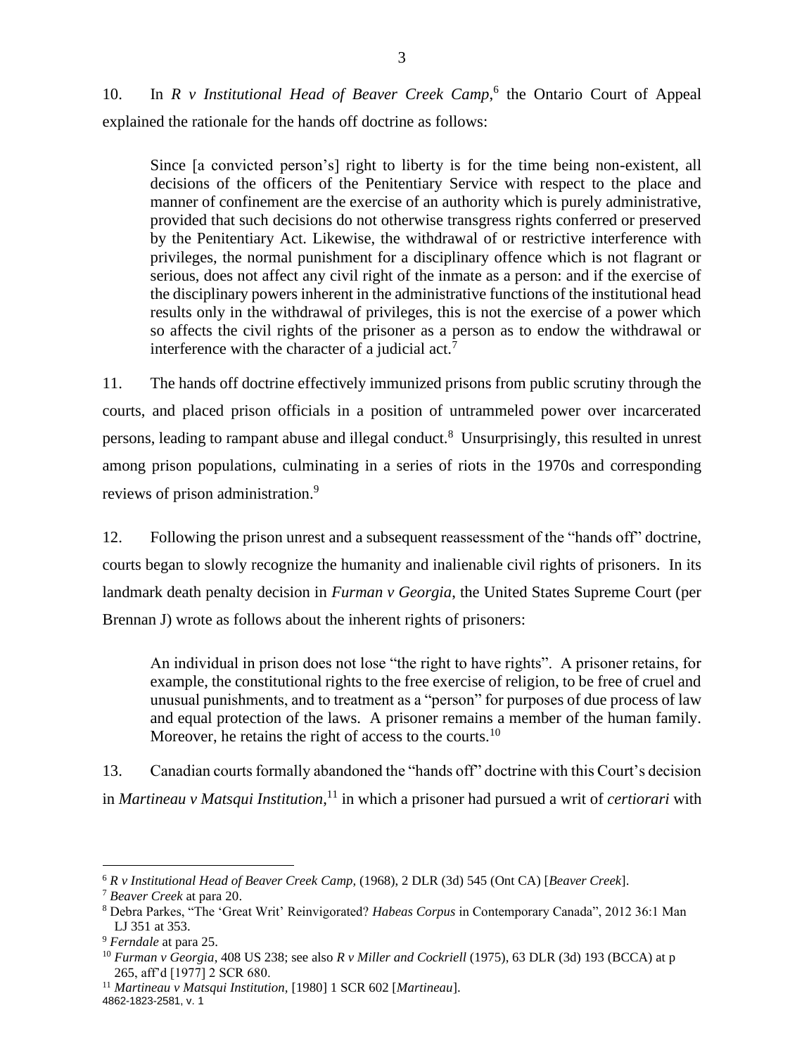10. In *R v Institutional Head of Beaver Creek Camp*,[6] the Ontario Court of Appeal explained the rationale for the hands off doctrine as follows:

> Since [a convicted person's] right to liberty is for the time being non-existent, all decisions of the officers of the Penitentiary Service with respect to the place and manner of confinement are the exercise of an authority which is purely administrative, provided that such decisions do not otherwise transgress rights conferred or preserved by the Penitentiary Act. Likewise, the withdrawal of or restrictive interference with privileges, the normal punishment for a disciplinary offence which is not flagrant or serious, does not affect any civil right of the inmate as a person: and if the exercise of the disciplinary powers inherent in the administrative functions of the institutional head results only in the withdrawal of privileges, this is not the exercise of a power which so affects the civil rights of the prisoner as a person as to endow the withdrawal or interference with the character of a judicial act.[7]

11. The hands off doctrine effectively immunized prisons from public scrutiny through the courts, and placed prison officials in a position of untrammeled power over incarcerated persons, leading to rampant abuse and illegal conduct.[8] Unsurprisingly, this resulted in unrest among prison populations, culminating in a series of riots in the 1970s and corresponding reviews of prison administration.[9]

12. Following the prison unrest and a subsequent reassessment of the "hands off" doctrine, courts began to slowly recognize the humanity and inalienable civil rights of prisoners. In its landmark death penalty decision in *Furman v Georgia*, the United States Supreme Court (per Brennan J) wrote as follows about the inherent rights of prisoners:

> An individual in prison does not lose "the right to have rights". A prisoner retains, for example, the constitutional rights to the free exercise of religion, to be free of cruel and unusual punishments, and to treatment as a "person" for purposes of due process of law and equal protection of the laws. A prisoner remains a member of the human family. Moreover, he retains the right of access to the courts.[10]

13. Canadian courts formally abandoned the "hands off" doctrine with this Court's decision in *Martineau v Matsqui Institution*,[11] in which a prisoner had pursued a writ of *certiorari* with

---

[6] *R v Institutional Head of Beaver Creek Camp*, (1968), 2 DLR (3d) 545 (Ont CA) [*Beaver Creek*].

[7] *Beaver Creek* at para 20.

[8] Debra Parkes, "The 'Great Writ' Reinvigorated? *Habeas Corpus* in Contemporary Canada", 2012 36:1 Man LJ 351 at 353.

[9] *Ferndale* at para 25.

[10] *Furman v Georgia*, 408 US 238; see also *R v Miller and Cockriell* (1975), 63 DLR (3d) 193 (BCCA) at p 265, aff'd [1977] 2 SCR 680.

[11] *Martineau v Matsqui Institution*, [1980] 1 SCR 602 [*Martineau*].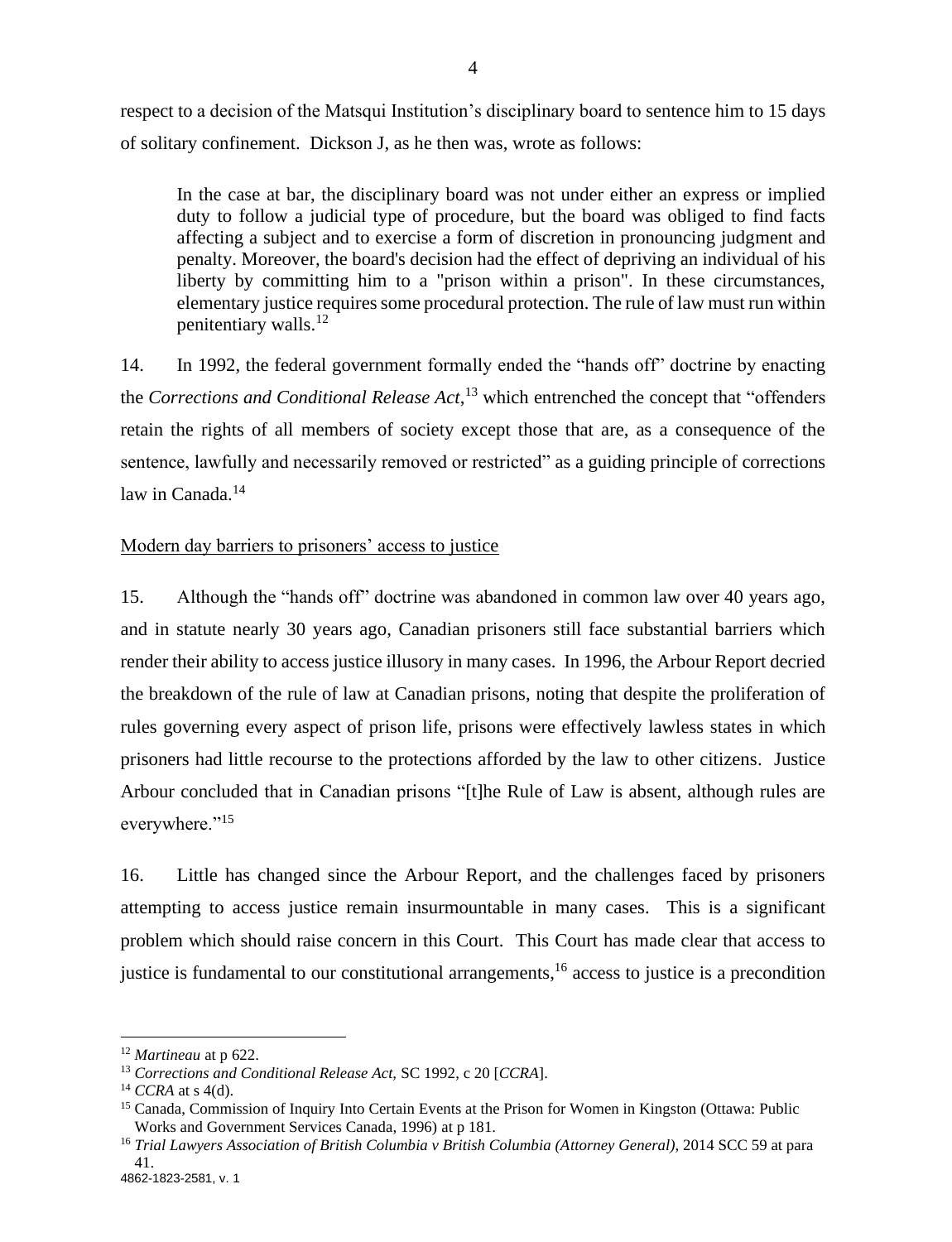respect to a decision of the Matsqui Institution's disciplinary board to sentence him to 15 days of solitary confinement. Dickson J, as he then was, wrote as follows:

> In the case at bar, the disciplinary board was not under either an express or implied duty to follow a judicial type of procedure, but the board was obliged to find facts affecting a subject and to exercise a form of discretion in pronouncing judgment and penalty. Moreover, the board's decision had the effect of depriving an individual of his liberty by committing him to a "prison within a prison". In these circumstances, elementary justice requires some procedural protection. The rule of law must run within penitentiary walls.[12]

14. In 1992, the federal government formally ended the "hands off" doctrine by enacting the *Corrections and Conditional Release Act*,[13] which entrenched the concept that "offenders retain the rights of all members of society except those that are, as a consequence of the sentence, lawfully and necessarily removed or restricted" as a guiding principle of corrections law in Canada.[14]

<u>Modern day barriers to prisoners' access to justice</u>

15. Although the "hands off" doctrine was abandoned in common law over 40 years ago, and in statute nearly 30 years ago, Canadian prisoners still face substantial barriers which render their ability to access justice illusory in many cases. In 1996, the Arbour Report decried the breakdown of the rule of law at Canadian prisons, noting that despite the proliferation of rules governing every aspect of prison life, prisons were effectively lawless states in which prisoners had little recourse to the protections afforded by the law to other citizens. Justice Arbour concluded that in Canadian prisons "[t]he Rule of Law is absent, although rules are everywhere."[15]

16. Little has changed since the Arbour Report, and the challenges faced by prisoners attempting to access justice remain insurmountable in many cases. This is a significant problem which should raise concern in this Court. This Court has made clear that access to justice is fundamental to our constitutional arrangements,[16] access to justice is a precondition

---

[12] *Martineau* at p 622.

[13] *Corrections and Conditional Release Act*, SC 1992, c 20 [*CCRA*].

[14] *CCRA* at s 4(d).

[15] Canada, Commission of Inquiry Into Certain Events at the Prison for Women in Kingston (Ottawa: Public Works and Government Services Canada, 1996) at p 181.

[16] *Trial Lawyers Association of British Columbia v British Columbia (Attorney General)*, 2014 SCC 59 at para 41.

4862-1823-2581, v. 1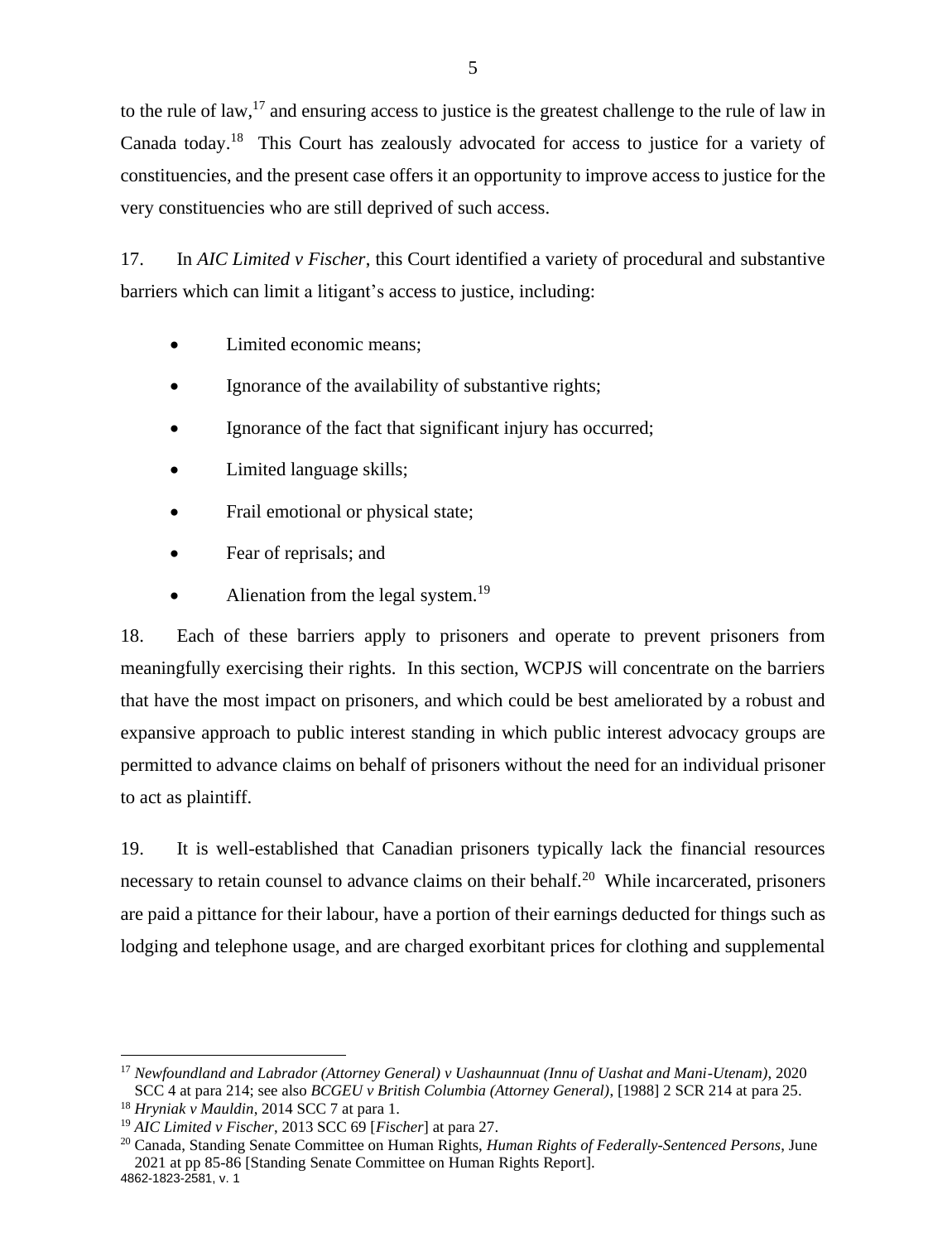to the rule of law,[17] and ensuring access to justice is the greatest challenge to the rule of law in Canada today.[18] This Court has zealously advocated for access to justice for a variety of constituencies, and the present case offers it an opportunity to improve access to justice for the very constituencies who are still deprived of such access.

17. In *AIC Limited v Fischer*, this Court identified a variety of procedural and substantive barriers which can limit a litigant's access to justice, including:

- Limited economic means;
- Ignorance of the availability of substantive rights;
- Ignorance of the fact that significant injury has occurred;
- Limited language skills;
- Frail emotional or physical state;
- Fear of reprisals; and
- Alienation from the legal system.[19]

18. Each of these barriers apply to prisoners and operate to prevent prisoners from meaningfully exercising their rights. In this section, WCPJS will concentrate on the barriers that have the most impact on prisoners, and which could be best ameliorated by a robust and expansive approach to public interest standing in which public interest advocacy groups are permitted to advance claims on behalf of prisoners without the need for an individual prisoner to act as plaintiff.

19. It is well-established that Canadian prisoners typically lack the financial resources necessary to retain counsel to advance claims on their behalf.[20] While incarcerated, prisoners are paid a pittance for their labour, have a portion of their earnings deducted for things such as lodging and telephone usage, and are charged exorbitant prices for clothing and supplemental

---

[17] *Newfoundland and Labrador (Attorney General) v Uashaunnuat (Innu of Uashat and Mani-Utenam)*, 2020 SCC 4 at para 214; see also *BCGEU v British Columbia (Attorney General)*, [1988] 2 SCR 214 at para 25.

[18] *Hryniak v Mauldin*, 2014 SCC 7 at para 1.

[19] *AIC Limited v Fischer*, 2013 SCC 69 [*Fischer*] at para 27.

[20] Canada, Standing Senate Committee on Human Rights, *Human Rights of Federally-Sentenced Persons*, June 2021 at pp 85-86 [Standing Senate Committee on Human Rights Report].

4862-1823-2581, v. 1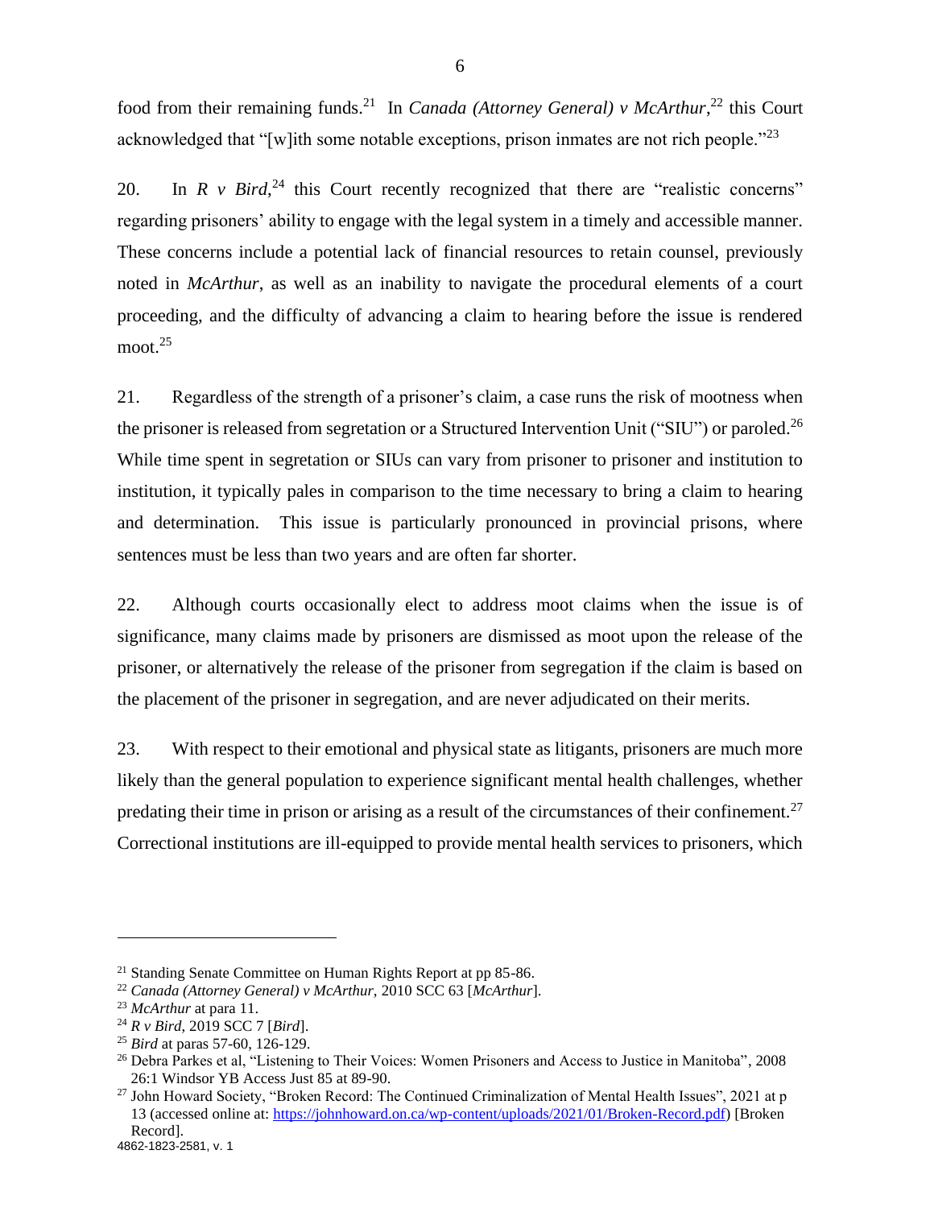food from their remaining funds.[21] In *Canada (Attorney General) v McArthur*,[22] this Court acknowledged that "[w]ith some notable exceptions, prison inmates are not rich people."[23]

20. In *R v Bird*,[24] this Court recently recognized that there are "realistic concerns" regarding prisoners' ability to engage with the legal system in a timely and accessible manner. These concerns include a potential lack of financial resources to retain counsel, previously noted in *McArthur*, as well as an inability to navigate the procedural elements of a court proceeding, and the difficulty of advancing a claim to hearing before the issue is rendered moot.[25]

21. Regardless of the strength of a prisoner's claim, a case runs the risk of mootness when the prisoner is released from segregation or a Structured Intervention Unit ("SIU") or paroled.[26] While time spent in segretation or SIUs can vary from prisoner to prisoner and institution to institution, it typically pales in comparison to the time necessary to bring a claim to hearing and determination. This issue is particularly pronounced in provincial prisons, where sentences must be less than two years and are often far shorter.

22. Although courts occasionally elect to address moot claims when the issue is of significance, many claims made by prisoners are dismissed as moot upon the release of the prisoner, or alternatively the release of the prisoner from segregation if the claim is based on the placement of the prisoner in segregation, and are never adjudicated on their merits.

23. With respect to their emotional and physical state as litigants, prisoners are much more likely than the general population to experience significant mental health challenges, whether predating their time in prison or arising as a result of the circumstances of their confinement.[27] Correctional institutions are ill-equipped to provide mental health services to prisoners, which

---

[21] Standing Senate Committee on Human Rights Report at pp 85-86.

[22] *Canada (Attorney General) v McArthur*, 2010 SCC 63 [*McArthur*].

[23] *McArthur* at para 11.

[24] *R v Bird*, 2019 SCC 7 [*Bird*].

[25] *Bird* at paras 57-60, 126-129.

[26] Debra Parkes et al, "Listening to Their Voices: Women Prisoners and Access to Justice in Manitoba", 2008 26:1 Windsor YB Access Just 85 at 89-90.

[27] John Howard Society, "Broken Record: The Continued Criminalization of Mental Health Issues", 2021 at p 13 (accessed online at: https://johnhoward.on.ca/wp-content/uploads/2021/01/Broken-Record.pdf) [Broken Record].

4862-1823-2581, v. 1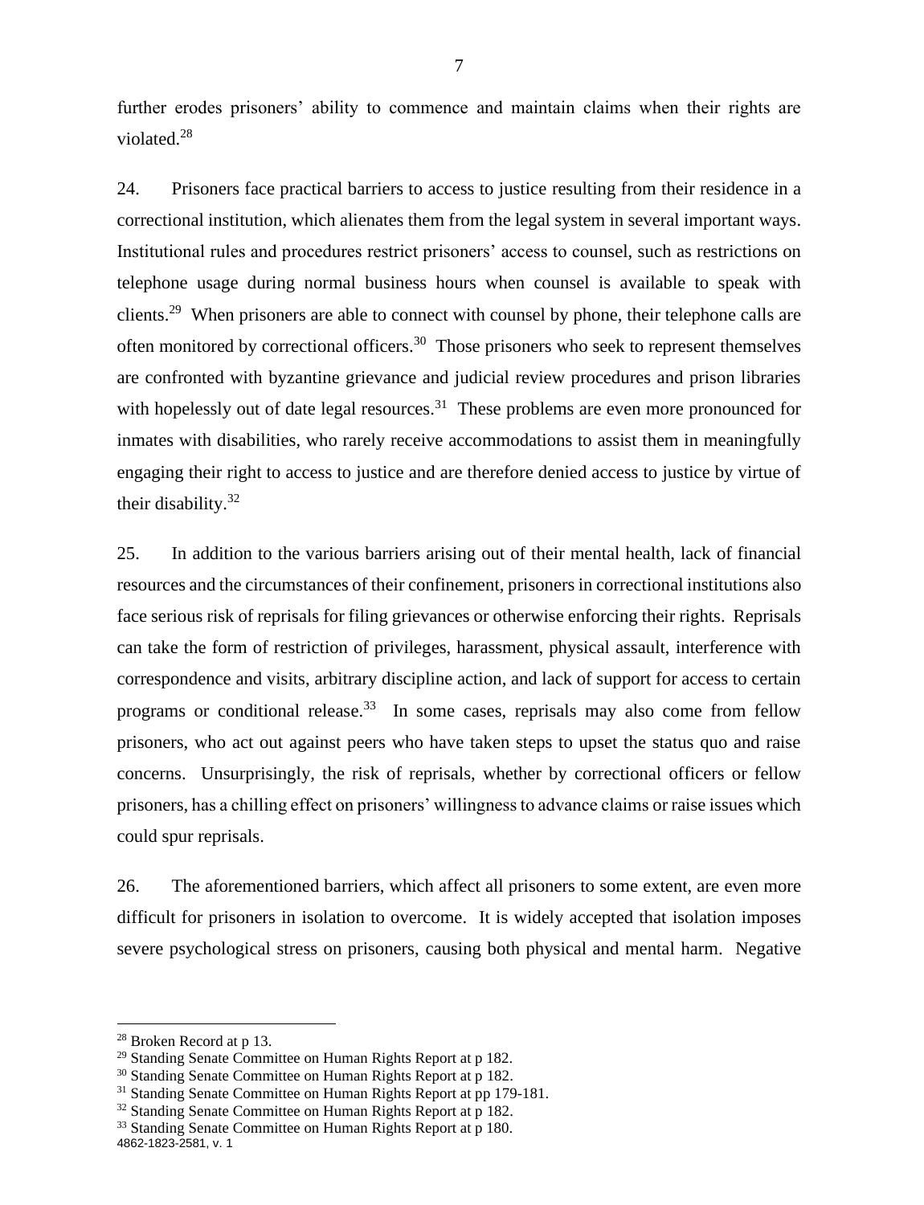further erodes prisoners' ability to commence and maintain claims when their rights are violated.[28]

24. Prisoners face practical barriers to access to justice resulting from their residence in a correctional institution, which alienates them from the legal system in several important ways. Institutional rules and procedures restrict prisoners' access to counsel, such as restrictions on telephone usage during normal business hours when counsel is available to speak with clients.[29] When prisoners are able to connect with counsel by phone, their telephone calls are often monitored by correctional officers.[30] Those prisoners who seek to represent themselves are confronted with byzantine grievance and judicial review procedures and prison libraries with hopelessly out of date legal resources.[31] These problems are even more pronounced for inmates with disabilities, who rarely receive accommodations to assist them in meaningfully engaging their right to access to justice and are therefore denied access to justice by virtue of their disability.[32]

25. In addition to the various barriers arising out of their mental health, lack of financial resources and the circumstances of their confinement, prisoners in correctional institutions also face serious risk of reprisals for filing grievances or otherwise enforcing their rights. Reprisals can take the form of restriction of privileges, harassment, physical assault, interference with correspondence and visits, arbitrary discipline action, and lack of support for access to certain programs or conditional release.[33] In some cases, reprisals may also come from fellow prisoners, who act out against peers who have taken steps to upset the status quo and raise concerns. Unsurprisingly, the risk of reprisals, whether by correctional officers or fellow prisoners, has a chilling effect on prisoners' willingness to advance claims or raise issues which could spur reprisals.

26. The aforementioned barriers, which affect all prisoners to some extent, are even more difficult for prisoners in isolation to overcome. It is widely accepted that isolation imposes severe psychological stress on prisoners, causing both physical and mental harm. Negative

---

[28] Broken Record at p 13.

[29] Standing Senate Committee on Human Rights Report at p 182.

[30] Standing Senate Committee on Human Rights Report at p 182.

[31] Standing Senate Committee on Human Rights Report at pp 179-181.

[32] Standing Senate Committee on Human Rights Report at p 182.

[33] Standing Senate Committee on Human Rights Report at p 180.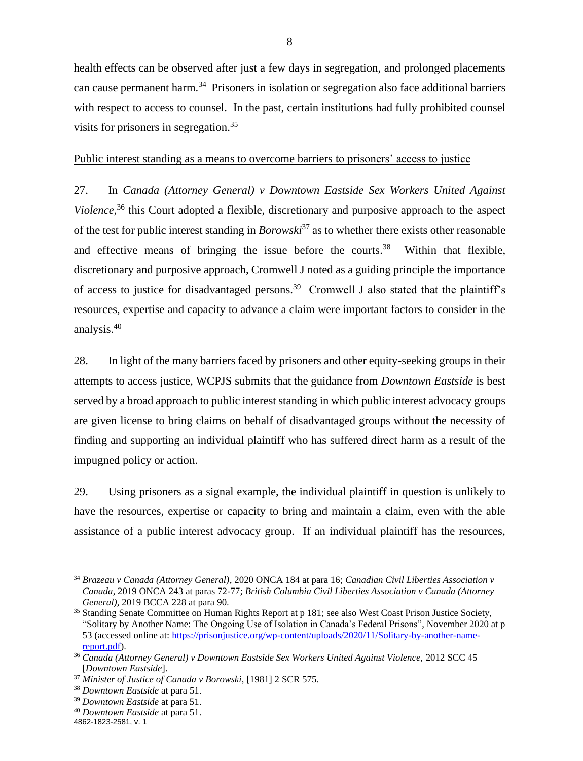health effects can be observed after just a few days in segregation, and prolonged placements can cause permanent harm.[34] Prisoners in isolation or segregation also face additional barriers with respect to access to counsel. In the past, certain institutions had fully prohibited counsel visits for prisoners in segregation.[35]

<u>Public interest standing as a means to overcome barriers to prisoners' access to justice</u>

27. In *Canada (Attorney General) v Downtown Eastside Sex Workers United Against Violence*,[36] this Court adopted a flexible, discretionary and purposive approach to the aspect of the test for public interest standing in *Borowski*[37] as to whether there exists other reasonable and effective means of bringing the issue before the courts.[38] Within that flexible, discretionary and purposive approach, Cromwell J noted as a guiding principle the importance of access to justice for disadvantaged persons.[39] Cromwell J also stated that the plaintiff's resources, expertise and capacity to advance a claim were important factors to consider in the analysis.[40]

28. In light of the many barriers faced by prisoners and other equity-seeking groups in their attempts to access justice, WCPJS submits that the guidance from *Downtown Eastside* is best served by a broad approach to public interest standing in which public interest advocacy groups are given license to bring claims on behalf of disadvantaged groups without the necessity of finding and supporting an individual plaintiff who has suffered direct harm as a result of the impugned policy or action.

29. Using prisoners as a signal example, the individual plaintiff in question is unlikely to have the resources, expertise or capacity to bring and maintain a claim, even with the able assistance of a public interest advocacy group. If an individual plaintiff has the resources,

---

[34] *Brazeau v Canada (Attorney General)*, 2020 ONCA 184 at para 16; *Canadian Civil Liberties Association v Canada*, 2019 ONCA 243 at paras 72-77; *British Columbia Civil Liberties Association v Canada (Attorney General)*, 2019 BCCA 228 at para 90.

[35] Standing Senate Committee on Human Rights Report at p 181; see also West Coast Prison Justice Society, "Solitary by Another Name: The Ongoing Use of Isolation in Canada's Federal Prisons", November 2020 at p 53 (accessed online at: https://prisonjustice.org/wp-content/uploads/2020/11/Solitary-by-another-name-report.pdf).

[36] *Canada (Attorney General) v Downtown Eastside Sex Workers United Against Violence*, 2012 SCC 45 [*Downtown Eastside*].

[37] *Minister of Justice of Canada v Borowski*, [1981] 2 SCR 575.

[38] *Downtown Eastside* at para 51.

[39] *Downtown Eastside* at para 51.

[40] *Downtown Eastside* at para 51.

4862-1823-2581, v. 1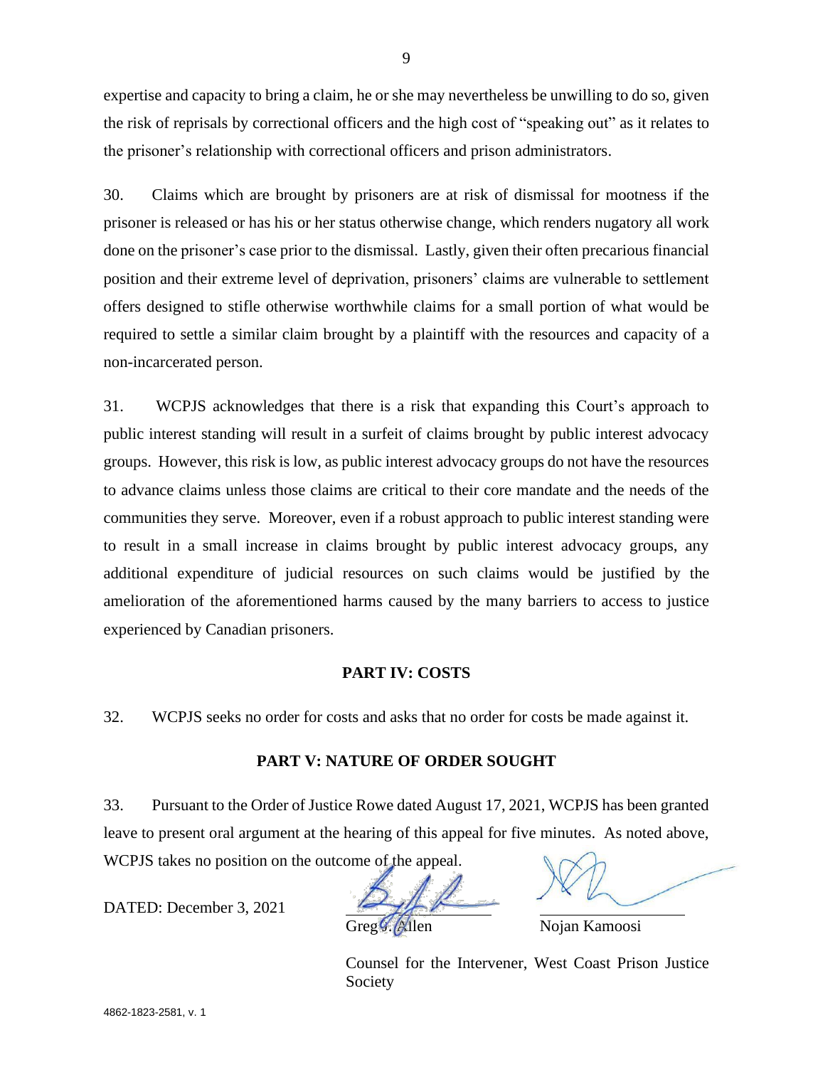expertise and capacity to bring a claim, he or she may nevertheless be unwilling to do so, given the risk of reprisals by correctional officers and the high cost of "speaking out" as it relates to the prisoner's relationship with correctional officers and prison administrators.

30. Claims which are brought by prisoners are at risk of dismissal for mootness if the prisoner is released or has his or her status otherwise change, which renders nugatory all work done on the prisoner's case prior to the dismissal. Lastly, given their often precarious financial position and their extreme level of deprivation, prisoners' claims are vulnerable to settlement offers designed to stifle otherwise worthwhile claims for a small portion of what would be required to settle a similar claim brought by a plaintiff with the resources and capacity of a non-incarcerated person.

31. WCPJS acknowledges that there is a risk that expanding this Court's approach to public interest standing will result in a surfeit of claims brought by public interest advocacy groups. However, this risk is low, as public interest advocacy groups do not have the resources to advance claims unless those claims are critical to their core mandate and the needs of the communities they serve. Moreover, even if a robust approach to public interest standing were to result in a small increase in claims brought by public interest advocacy groups, any additional expenditure of judicial resources on such claims would be justified by the amelioration of the aforementioned harms caused by the many barriers to access to justice experienced by Canadian prisoners.

## PART IV: COSTS

32. WCPJS seeks no order for costs and asks that no order for costs be made against it.

## PART V: NATURE OF ORDER SOUGHT

33. Pursuant to the Order of Justice Rowe dated August 17, 2021, WCPJS has been granted leave to present oral argument at the hearing of this appeal for five minutes. As noted above, WCPJS takes no position on the outcome of the appeal.

DATED: December 3, 2021

Greg J. Allen

Nojan Kamoosi

Counsel for the Intervener, West Coast Prison Justice Society

4862-1823-2581, v. 1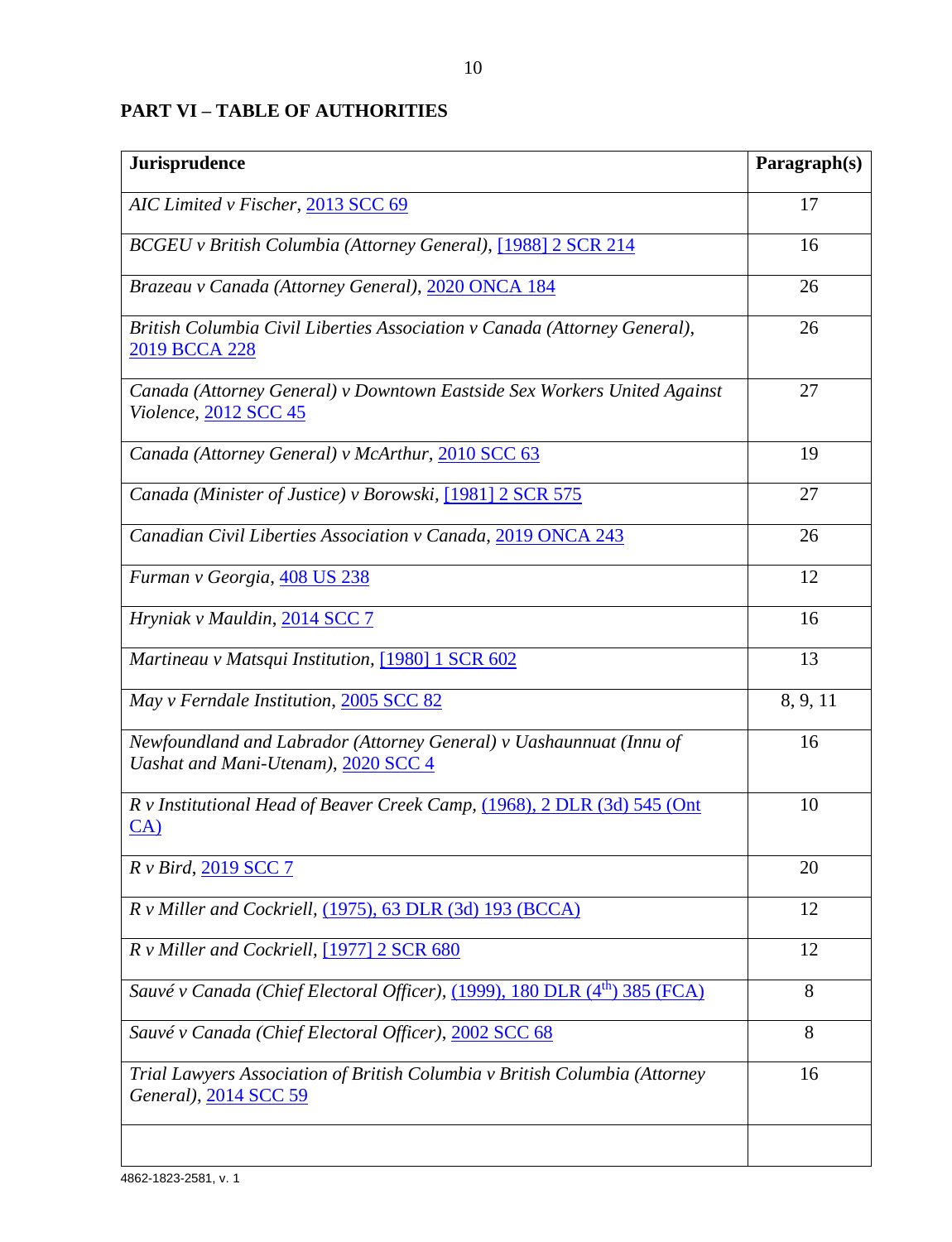## PART VI – TABLE OF AUTHORITIES

| Jurisprudence | Paragraph(s) |
|---|---|
| *AIC Limited v Fischer*, 2013 SCC 69 | 17 |
| *BCGEU v British Columbia (Attorney General)*, [1988] 2 SCR 214 | 16 |
| *Brazeau v Canada (Attorney General)*, 2020 ONCA 184 | 26 |
| *British Columbia Civil Liberties Association v Canada (Attorney General)*, 2019 BCCA 228 | 26 |
| *Canada (Attorney General) v Downtown Eastside Sex Workers United Against Violence*, 2012 SCC 45 | 27 |
| *Canada (Attorney General) v McArthur*, 2010 SCC 63 | 19 |
| *Canada (Minister of Justice) v Borowski*, [1981] 2 SCR 575 | 27 |
| *Canadian Civil Liberties Association v Canada*, 2019 ONCA 243 | 26 |
| *Furman v Georgia*, 408 US 238 | 12 |
| *Hryniak v Mauldin*, 2014 SCC 7 | 16 |
| *Martineau v Matsqui Institution*, [1980] 1 SCR 602 | 13 |
| *May v Ferndale Institution*, 2005 SCC 82 | 8, 9, 11 |
| *Newfoundland and Labrador (Attorney General) v Uashaunnuat (Innu of Uashat and Mani-Utenam)*, 2020 SCC 4 | 16 |
| *R v Institutional Head of Beaver Creek Camp*, (1968), 2 DLR (3d) 545 (Ont CA) | 10 |
| *R v Bird*, 2019 SCC 7 | 20 |
| *R v Miller and Cockriell*, (1975), 63 DLR (3d) 193 (BCCA) | 12 |
| *R v Miller and Cockriell*, [1977] 2 SCR 680 | 12 |
| *Sauvé v Canada (Chief Electoral Officer)*, (1999), 180 DLR (4th) 385 (FCA) | 8 |
| *Sauvé v Canada (Chief Electoral Officer)*, 2002 SCC 68 | 8 |
| *Trial Lawyers Association of British Columbia v British Columbia (Attorney General)*, 2014 SCC 59 | 16 |
| | |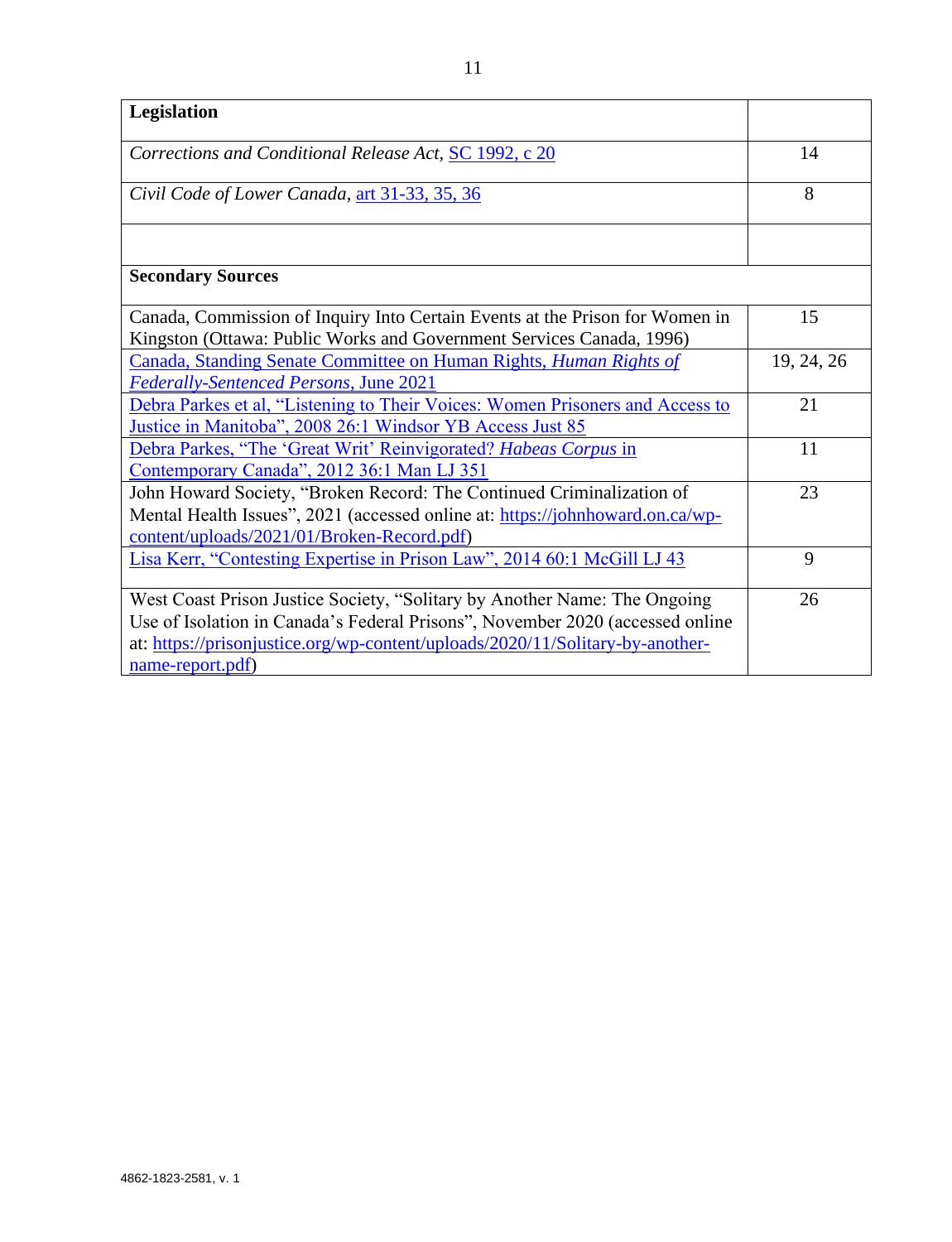| Legislation | |
|---|---|
| *Corrections and Conditional Release Act*, SC 1992, c 20 | 14 |
| *Civil Code of Lower Canada*, art 31-33, 35, 36 | 8 |
| | |
| **Secondary Sources** | |
| Canada, Commission of Inquiry Into Certain Events at the Prison for Women in Kingston (Ottawa: Public Works and Government Services Canada, 1996) | 15 |
| Canada, Standing Senate Committee on Human Rights, *Human Rights of Federally-Sentenced Persons*, June 2021 | 19, 24, 26 |
| Debra Parkes et al, "Listening to Their Voices: Women Prisoners and Access to Justice in Manitoba", 2008 26:1 Windsor YB Access Just 85 | 21 |
| Debra Parkes, "The 'Great Writ' Reinvigorated? *Habeas Corpus* in Contemporary Canada", 2012 36:1 Man LJ 351 | 11 |
| John Howard Society, "Broken Record: The Continued Criminalization of Mental Health Issues", 2021 (accessed online at: https://johnhoward.on.ca/wp-content/uploads/2021/01/Broken-Record.pdf) | 23 |
| Lisa Kerr, "Contesting Expertise in Prison Law", 2014 60:1 McGill LJ 43 | 9 |
| West Coast Prison Justice Society, "Solitary by Another Name: The Ongoing Use of Isolation in Canada's Federal Prisons", November 2020 (accessed online at: https://prisonjustice.org/wp-content/uploads/2020/11/Solitary-by-another-name-report.pdf) | 26 |

4862-1823-2581, v. 1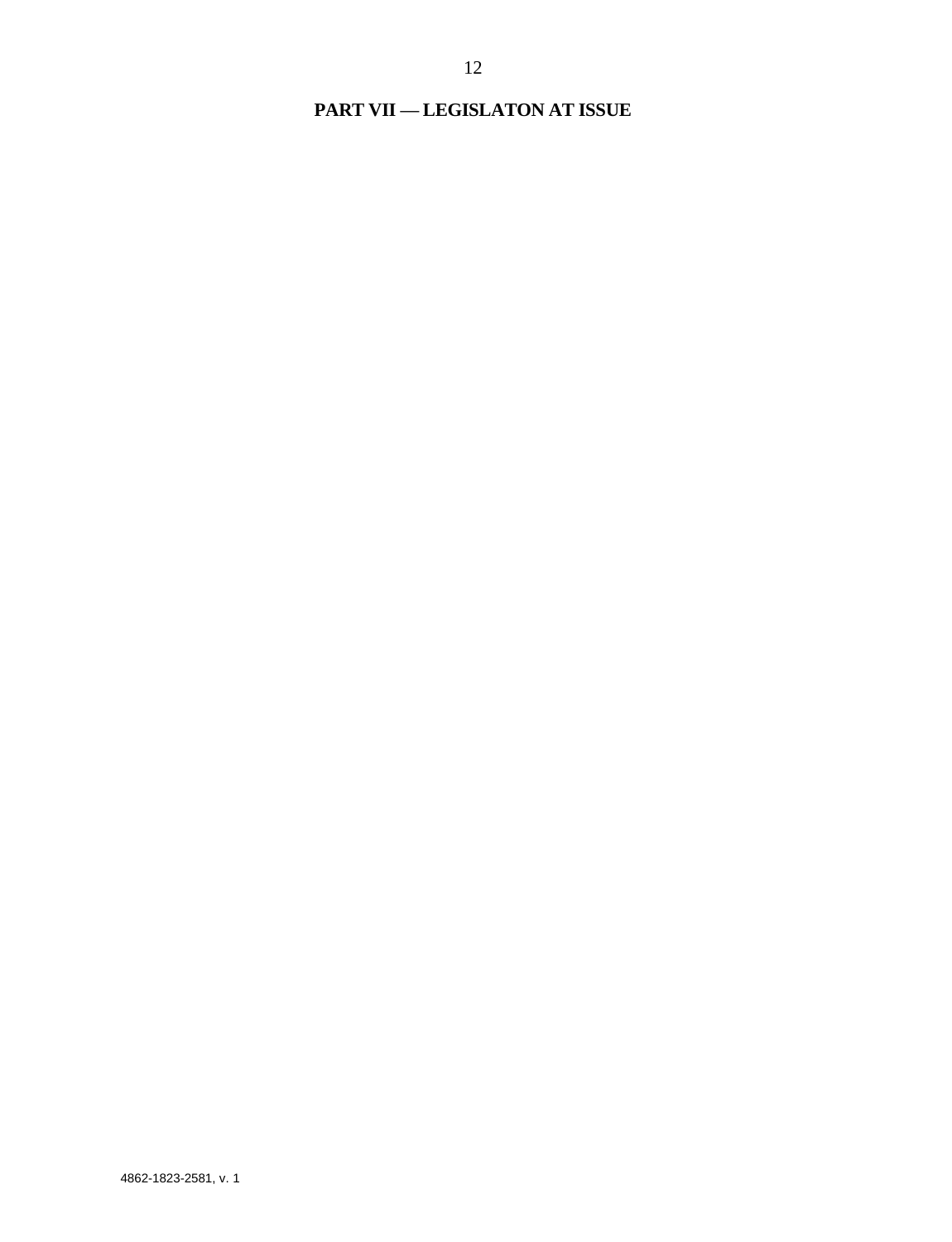## PART VII — LEGISLATON AT ISSUE

4862-1823-2581, v. 1